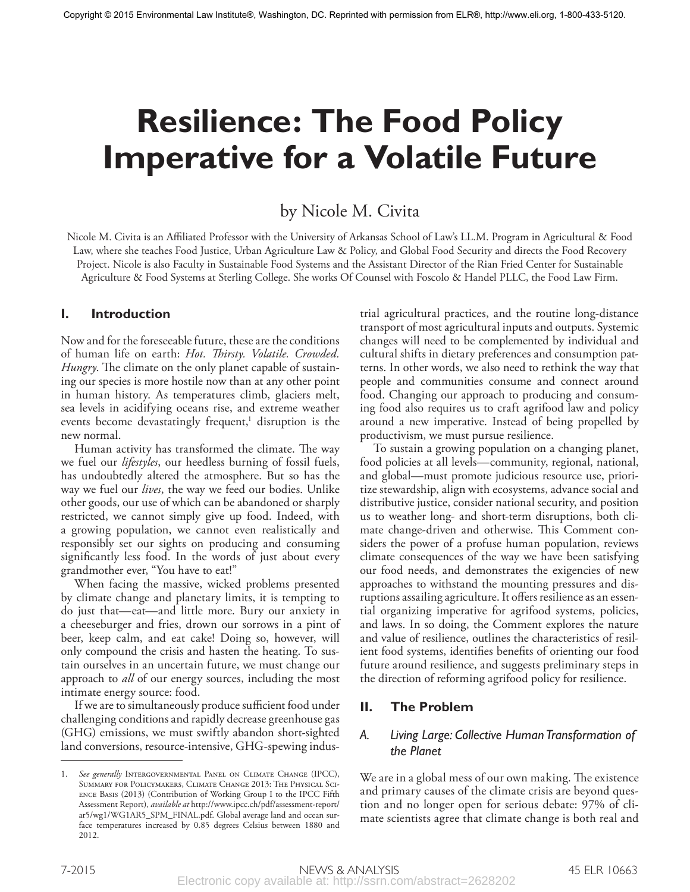Copyright © 2015 Environmental Law Institute®, Washington, DC. Reprinted with permission from ELR®, http://www.eli.org, 1-800-433-5120.

# Resilience: The Food Policy Imperative for a Volatile Future

by Nicole M. Civita

Nicole M. Civita is an Affiliated Professor with the University of Arkansas School of Law's LL.M. Program in Agricultural & Food Law, where she teaches Food Justice, Urban Agriculture Law & Policy, and Global Food Security and directs the Food Recovery Project. Nicole is also Faculty in Sustainable Food Systems and the Assistant Director of the Rian Fried Center for Sustainable Agriculture & Food Systems at Sterling College. She works Of Counsel with Foscolo & Handel PLLC, the Food Law Firm.

## I. Introduction

Now and for the foreseeable future, these are the conditions of human life on earth: *Hot. Thirsty. Volatile. Crowded. Hungry*. The climate on the only planet capable of sustaining our species is more hostile now than at any other point in human history. As temperatures climb, glaciers melt, sea levels in acidifying oceans rise, and extreme weather events become devastatingly frequent,[1] disruption is the new normal.

Human activity has transformed the climate. The way we fuel our *lifestyles*, our heedless burning of fossil fuels, has undoubtedly altered the atmosphere. But so has the way we fuel our *lives*, the way we feed our bodies. Unlike other goods, our use of which can be abandoned or sharply restricted, we cannot simply give up food. Indeed, with a growing population, we cannot even realistically and responsibly set our sights on producing and consuming significantly less food. In the words of just about every grandmother ever, "You have to eat!"

When facing the massive, wicked problems presented by climate change and planetary limits, it is tempting to do just that—eat—and little more. Bury our anxiety in a cheeseburger and fries, drown our sorrows in a pint of beer, keep calm, and eat cake! Doing so, however, will only compound the crisis and hasten the heating. To sustain ourselves in an uncertain future, we must change our approach to *all* of our energy sources, including the most intimate energy source: food.

If we are to simultaneously produce sufficient food under challenging conditions and rapidly decrease greenhouse gas (GHG) emissions, we must swiftly abandon short-sighted land conversions, resource-intensive, GHG-spewing industrial agricultural practices, and the routine long-distance transport of most agricultural inputs and outputs. Systemic changes will need to be complemented by individual and cultural shifts in dietary preferences and consumption patterns. In other words, we also need to rethink the way that people and communities consume and connect around food. Changing our approach to producing and consuming food also requires us to craft agrifood law and policy around a new imperative. Instead of being propelled by productivism, we must pursue resilience.

To sustain a growing population on a changing planet, food policies at all levels—community, regional, national, and global—must promote judicious resource use, prioritize stewardship, align with ecosystems, advance social and distributive justice, consider national security, and position us to weather long- and short-term disruptions, both climate change-driven and otherwise. This Comment considers the power of a profuse human population, reviews climate consequences of the way we have been satisfying our food needs, and demonstrates the exigencies of new approaches to withstand the mounting pressures and disruptions assailing agriculture. It offers resilience as an essential organizing imperative for agrifood systems, policies, and laws. In so doing, the Comment explores the nature and value of resilience, outlines the characteristics of resilient food systems, identifies benefits of orienting our food future around resilience, and suggests preliminary steps in the direction of reforming agrifood policy for resilience.

## II. The Problem

### *A. Living Large: Collective Human Transformation of the Planet*

We are in a global mess of our own making. The existence and primary causes of the climate crisis are beyond question and no longer open for serious debate: 97% of climate scientists agree that climate change is both real and

1. *See generally* Intergovernmental Panel on Climate Change (IPCC), Summary for Policymakers, Climate Change 2013: The Physical Science Basis (2013) (Contribution of Working Group I to the IPCC Fifth Assessment Report), *available at* http://www.ipcc.ch/pdf/assessment-report/ar5/wg1/WG1AR5_SPM_FINAL.pdf. Global average land and ocean surface temperatures increased by 0.85 degrees Celsius between 1880 and 2012.

Electronic copy available at: http://ssrn.com/abstract=2628202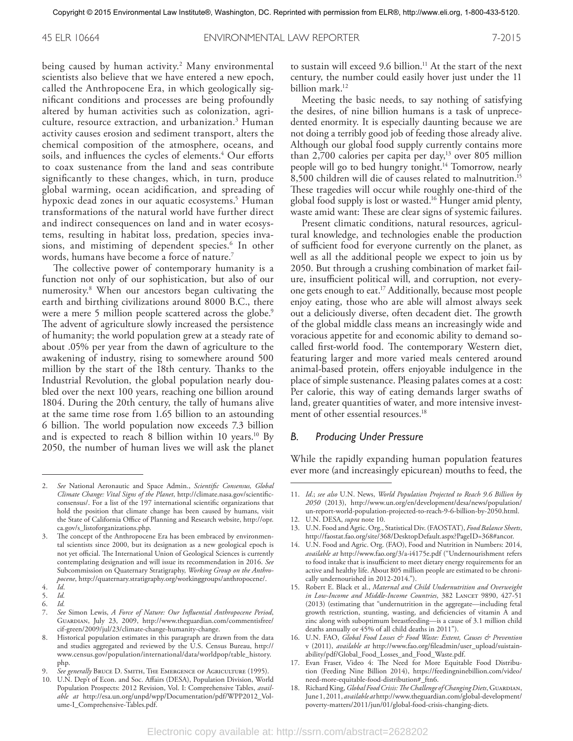being caused by human activity.[2] Many environmental scientists also believe that we have entered a new epoch, called the Anthropocene Era, in which geologically significant conditions and processes are being profoundly altered by human activities such as colonization, agriculture, resource extraction, and urbanization.[3] Human activity causes erosion and sediment transport, alters the chemical composition of the atmosphere, oceans, and soils, and influences the cycles of elements.[4] Our efforts to coax sustenance from the land and seas contribute significantly to these changes, which, in turn, produce global warming, ocean acidification, and spreading of hypoxic dead zones in our aquatic ecosystems.[5] Human transformations of the natural world have further direct and indirect consequences on land and in water ecosystems, resulting in habitat loss, predation, species invasions, and mistiming of dependent species.[6] In other words, humans have become a force of nature.[7]

The collective power of contemporary humanity is a function not only of our sophistication, but also of our numerosity.[8] When our ancestors began cultivating the earth and birthing civilizations around 8000 B.C., there were a mere 5 million people scattered across the globe.[9] The advent of agriculture slowly increased the persistence of humanity; the world population grew at a steady rate of about .05% per year from the dawn of agriculture to the awakening of industry, rising to somewhere around 500 million by the start of the 18th century. Thanks to the Industrial Revolution, the global population nearly doubled over the next 100 years, reaching one billion around 1804. During the 20th century, the tally of humans alive at the same time rose from 1.65 billion to an astounding 6 billion. The world population now exceeds 7.3 billion and is expected to reach 8 billion within 10 years.[10] By 2050, the number of human lives we will ask the planet to sustain will exceed 9.6 billion.[11] At the start of the next century, the number could easily hover just under the 11 billion mark.[12]

Meeting the basic needs, to say nothing of satisfying the desires, of nine billion humans is a task of unprecedented enormity. It is especially daunting because we are not doing a terribly good job of feeding those already alive. Although our global food supply currently contains more than 2,700 calories per capita per day,[13] over 805 million people will go to bed hungry tonight.[14] Tomorrow, nearly 8,500 children will die of causes related to malnutrition.[15] These tragedies will occur while roughly one-third of the global food supply is lost or wasted.[16] Hunger amid plenty, waste amid want: These are clear signs of systemic failures.

Present climatic conditions, natural resources, agricultural knowledge, and technologies enable the production of sufficient food for everyone currently on the planet, as well as all the additional people we expect to join us by 2050. But through a crushing combination of market failure, insufficient political will, and corruption, not everyone gets enough to eat.[17] Additionally, because most people enjoy eating, those who are able will almost always seek out a deliciously diverse, often decadent diet. The growth of the global middle class means an increasingly wide and voracious appetite for and economic ability to demand so-called first-world food. The contemporary Western diet, featuring larger and more varied meals centered around animal-based protein, offers enjoyable indulgence in the place of simple sustenance. Pleasing palates comes at a cost: Per calorie, this way of eating demands larger swaths of land, greater quantities of water, and more intensive investment of other essential resources.[18]

### *B. Producing Under Pressure*

While the rapidly expanding human population features ever more (and increasingly epicurean) mouths to feed, the

---

2. *See* National Aeronautic and Space Admin., *Scientific Consensus, Global Climate Change: Vital Signs of the Planet*, http://climate.nasa.gov/scientific-consensus/. For a list of the 197 international scientific organizations that hold the position that climate change has been caused by humans, visit the State of California Office of Planning and Research website, http://opr.ca.gov/s_listoforganizations.php.
3. The concept of the Anthropocene Era has been embraced by environmental scientists since 2000, but its designation as a new geological epoch is not yet official. The International Union of Geological Sciences is currently contemplating designation and will issue its recommendation in 2016. *See* Subcommission on Quaternary Stratigraphy, *Working Group on the Anthropocene*, http://quaternary.stratigraphy.org/workinggroups/anthropocene/.
4. *Id*.
5. *Id.*
6. *Id.*
7. *See* Simon Lewis, *A Force of Nature: Our Influential Anthropocene Period*, Guardian, July 23, 2009, http://www.theguardian.com/commentisfree/cif-green/2009/jul/23/climate-change-humanity-change.
8. Historical population estimates in this paragraph are drawn from the data and studies aggregated and reviewed by the U.S. Census Bureau, http://www.census.gov/population/international/data/worldpop/table_history.php.
9. *See generally* Bruce D. Smith, The Emergence of Agriculture (1995).
10. U.N. Dep't of Econ. and Soc. Affairs (DESA), Population Division, World Population Prospects: 2012 Revision, Vol. I: Comprehensive Tables, *available at* http://esa.un.org/unpd/wpp/Documentation/pdf/WPP2012_Volume-I_Comprehensive-Tables.pdf.
11. *Id.*; *see also* U.N. News, *World Population Projected to Reach 9.6 Billion by 2050* (2013), http://www.un.org/en/development/desa/news/population/un-report-world-population-projected-to-reach-9-6-billion-by-2050.html.
12. U.N. DESA, *supra* note 10.
13. U.N. Food and Agric. Org., Statistical Div. (FAOSTAT), *Food Balance Sheets*, http://faostat.fao.org/site/368/DesktopDefault.aspx?PageID=368#ancor.
14. U.N. Food and Agric. Org. (FAO), Food and Nutrition in Numbers: 2014, *available at* http://www.fao.org/3/a-i4175e.pdf ("Undernourishment refers to food intake that is insufficient to meet dietary energy requirements for an active and healthy life. About 805 million people are estimated to be chronically undernourished in 2012-2014.").
15. Robert E. Black et al., *Maternal and Child Undernutrition and Overweight in Low-Income and Middle-Income Countries*, 382 Lancet 9890, 427-51 (2013) (estimating that "undernutrition in the aggregate—including fetal growth restriction, stunting, wasting, and deficiencies of vitamin A and zinc along with suboptimum breastfeeding—is a cause of 3.1 million child deaths annually or 45% of all child deaths in 2011").
16. U.N. FAO, *Global Food Losses & Food Waste: Extent, Causes & Prevention* v (2011), *available at* http://www.fao.org/fileadmin/user_upload/sustainability/pdf/Global_Food_Losses_and_Food_Waste.pdf.
17. Evan Fraser, Video 4: The Need for More Equitable Food Distribution (Feeding Nine Billion 2014), https://feedingninebillion.com/video/need-more-equitable-food-distribution#_ftn6.
18. Richard King, *Global Food Crisis: The Challenge of Changing Diets*, Guardian, June 1, 2011, *available at* http://www.theguardian.com/global-development/poverty-matters/2011/jun/01/global-food-crisis-changing-diets.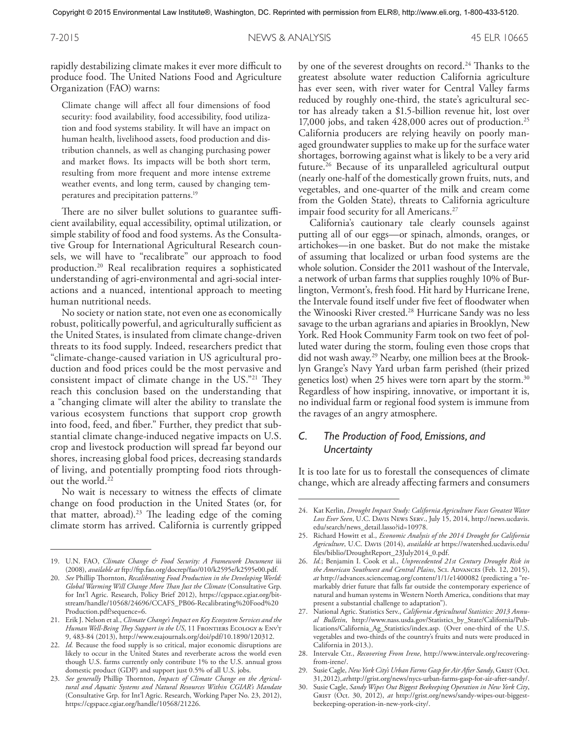rapidly destabilizing climate makes it ever more difficult to produce food. The United Nations Food and Agriculture Organization (FAO) warns:

> Climate change will affect all four dimensions of food security: food availability, food accessibility, food utilization and food systems stability. It will have an impact on human health, livelihood assets, food production and distribution channels, as well as changing purchasing power and market flows. Its impacts will be both short term, resulting from more frequent and more intense extreme weather events, and long term, caused by changing temperatures and precipitation patterns.[19]

There are no silver bullet solutions to guarantee sufficient availability, equal accessibility, optimal utilization, or simple stability of food and food systems. As the Consultative Group for International Agricultural Research counsels, we will have to "recalibrate" our approach to food production.[20] Real recalibration requires a sophisticated understanding of agri-environmental and agri-social interactions and a nuanced, intentional approach to meeting human nutritional needs.

No society or nation state, not even one as economically robust, politically powerful, and agriculturally sufficient as the United States, is insulated from climate change-driven threats to its food supply. Indeed, researchers predict that "climate-change-caused variation in US agricultural production and food prices could be the most pervasive and consistent impact of climate change in the US."[21] They reach this conclusion based on the understanding that a "changing climate will alter the ability to translate the various ecosystem functions that support crop growth into food, feed, and fiber." Further, they predict that substantial climate change-induced negative impacts on U.S. crop and livestock production will spread far beyond our shores, increasing global food prices, decreasing standards of living, and potentially prompting food riots throughout the world.[22]

No wait is necessary to witness the effects of climate change on food production in the United States (or, for that matter, abroad).[23] The leading edge of the coming climate storm has arrived. California is currently gripped by one of the severest droughts on record.[24] Thanks to the greatest absolute water reduction California agriculture has ever seen, with river water for Central Valley farms reduced by roughly one-third, the state's agricultural sector has already taken a $1.5-billion revenue hit, lost over 17,000 jobs, and taken 428,000 acres out of production.[25] California producers are relying heavily on poorly managed groundwater supplies to make up for the surface water shortages, borrowing against what is likely to be a very arid future.[26] Because of its unparalleled agricultural output (nearly one-half of the domestically grown fruits, nuts, and vegetables, and one-quarter of the milk and cream come from the Golden State), threats to California agriculture impair food security for all Americans.[27]

California's cautionary tale clearly counsels against putting all of our eggs—or spinach, almonds, oranges, or artichokes—in one basket. But do not make the mistake of assuming that localized or urban food systems are the whole solution. Consider the 2011 washout of the Intervale, a network of urban farms that supplies roughly 10% of Burlington, Vermont's, fresh food. Hit hard by Hurricane Irene, the Intervale found itself under five feet of floodwater when the Winooski River crested.[28] Hurricane Sandy was no less savage to the urban agrarians and apiaries in Brooklyn, New York. Red Hook Community Farm took on two feet of polluted water during the storm, fouling even those crops that did not wash away.[29] Nearby, one million bees at the Brooklyn Grange's Navy Yard urban farm perished (their prized genetics lost) when 25 hives were torn apart by the storm.[30] Regardless of how inspiring, innovative, or important it is, no individual farm or regional food system is immune from the ravages of an angry atmosphere.

### *C. The Production of Food, Emissions, and Uncertainty*

It is too late for us to forestall the consequences of climate change, which are already affecting farmers and consumers

---

19. U.N. FAO, *Climate Change & Food Security: A Framework Document* iii (2008), *available at* ftp://ftp.fao.org/docrep/fao/010/k2595e/k2595e00.pdf.
20. *See* Phillip Thornton, *Recalibrating Food Production in the Developing World: Global Warming Will Change More Than Just the Climate* (Consultative Grp. for Int'l Agric. Research, Policy Brief 2012), https://cgspace.cgiar.org/bitstream/handle/10568/24696/CCAFS_PB06-Recalibrating%20Food%20Production.pdf?sequence=6.
21. Erik J. Nelson et al., *Climate Change's Impact on Key Ecosystem Services and the Human Well-Being They Support in the US*, 11 Frontiers Ecology & Env't 9, 483-84 (2013), http://www.esajournals.org/doi/pdf/10.1890/120312.
22. *Id.* Because the food supply is so critical, major economic disruptions are likely to occur in the United States and reverberate across the world even though U.S. farms currently only contribute 1% to the U.S. annual gross domestic product (GDP) and support just 0.5% of all U.S. jobs.
23. *See generally* Phillip Thornton, *Impacts of Climate Change on the Agricultural and Aquatic Systems and Natural Resources Within CGIAR's Mandate* (Consultative Grp. for Int'l Agric. Research, Working Paper No. 23, 2012), https://cgspace.cgiar.org/handle/10568/21226.
24. Kat Kerlin, *Drought Impact Study: California Agriculture Faces Greatest Water Loss Ever Seen*, U.C. Davis News Serv., July 15, 2014, http://news.ucdavis.edu/search/news_detail.lasso?id=10978.
25. Richard Howitt et al., *Economic Analysis of the 2014 Drought for California Agriculture*, U.C. Davis (2014), *available at* https://watershed.ucdavis.edu/files/biblio/DroughtReport_23July2014_0.pdf.
26. *Id.*; Benjamin I. Cook et al., *Unprecedented 21st Century Drought Risk in the American Southwest and Central Plains*, Sci. Advances (Feb. 12, 2015), *at* http://advances.sciencemag.org/content/1/1/e1400082 (predicting a "remarkably drier future that falls far outside the contemporary experience of natural and human systems in Western North America, conditions that may present a substantial challenge to adaptation").
27. National Agric. Statistics Serv., *California Agricultural Statistics: 2013 Annual Bulletin*, http://www.nass.usda.gov/Statistics_by_State/California/Publications/California_Ag_Statistics/index.asp. (Over one-third of the U.S. vegetables and two-thirds of the country's fruits and nuts were produced in California in 2013.).
28. Intervale Ctr., *Recovering From Irene*, http://www.intervale.org/recovering-from-irene/.
29. Susie Cagle, *New York City's Urban Farms Gasp for Air After Sandy*, Grist (Oct. 31, 2012), *at* http://grist.org/news/nycs-urban-farms-gasp-for-air-after-sandy/.
30. Susie Cagle, *Sandy Wipes Out Biggest Beekeeping Operation in New York City*, Grist (Oct. 30, 2012), *at* http://grist.org/news/sandy-wipes-out-biggest-beekeeping-operation-in-new-york-city/.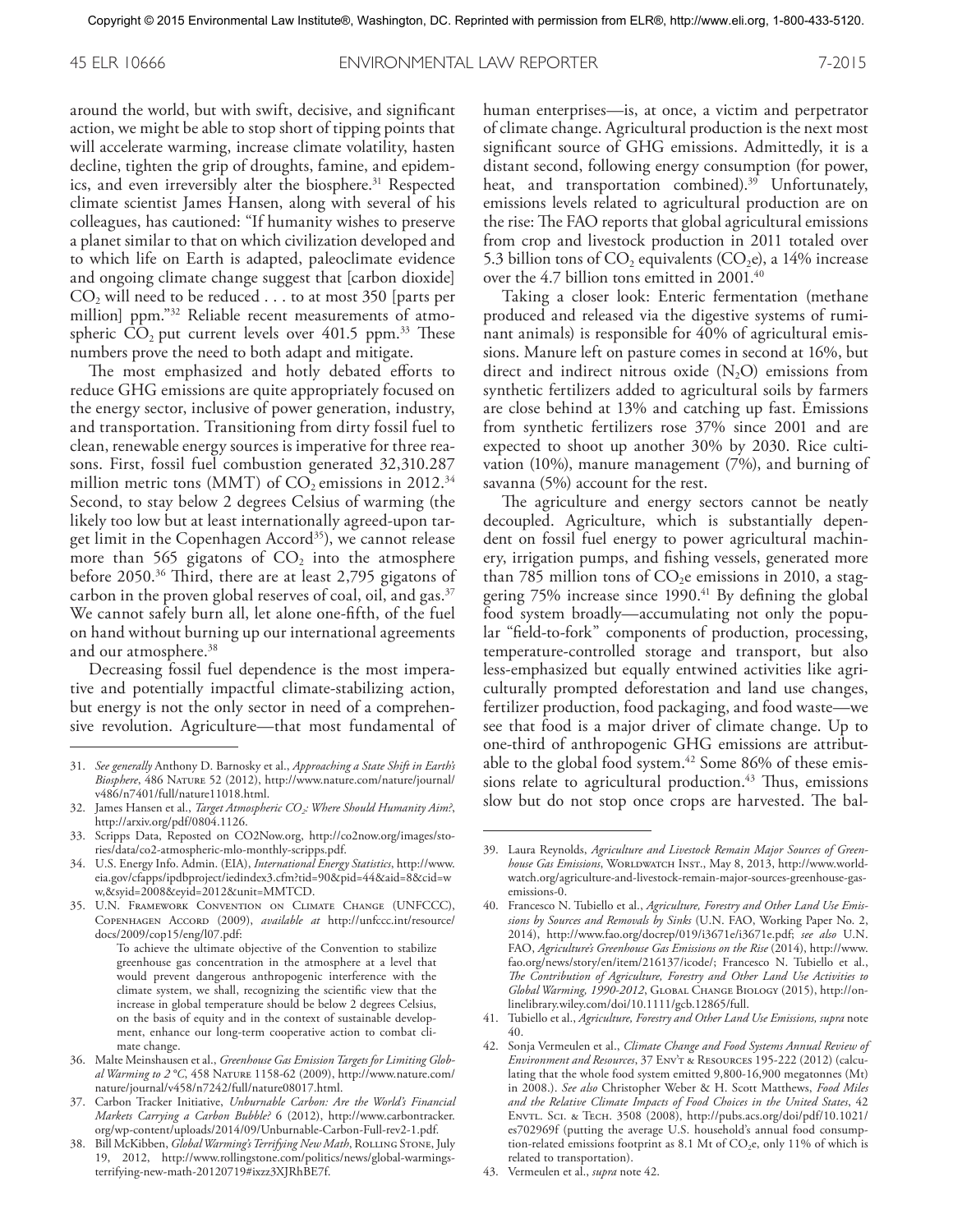around the world, but with swift, decisive, and significant action, we might be able to stop short of tipping points that will accelerate warming, increase climate volatility, hasten decline, tighten the grip of droughts, famine, and epidemics, and even irreversibly alter the biosphere.[31] Respected climate scientist James Hansen, along with several of his colleagues, has cautioned: "If humanity wishes to preserve a planet similar to that on which civilization developed and to which life on Earth is adapted, paleoclimate evidence and ongoing climate change suggest that [carbon dioxide] $CO_2$ will need to be reduced . . . to at most 350 [parts per million] ppm."[32] Reliable recent measurements of atmospheric $CO_2$ put current levels over 401.5 ppm.[33] These numbers prove the need to both adapt and mitigate.

The most emphasized and hotly debated efforts to reduce GHG emissions are quite appropriately focused on the energy sector, inclusive of power generation, industry, and transportation. Transitioning from dirty fossil fuel to clean, renewable energy sources is imperative for three reasons. First, fossil fuel combustion generated 32,310.287 million metric tons (MMT) of $CO_2$ emissions in 2012.[34] Second, to stay below 2 degrees Celsius of warming (the likely too low but at least internationally agreed-upon target limit in the Copenhagen Accord[35]), we cannot release more than 565 gigatons of $CO_2$ into the atmosphere before 2050.[36] Third, there are at least 2,795 gigatons of carbon in the proven global reserves of coal, oil, and gas.[37] We cannot safely burn all, let alone one-fifth, of the fuel on hand without burning up our international agreements and our atmosphere.[38]

Decreasing fossil fuel dependence is the most imperative and potentially impactful climate-stabilizing action, but energy is not the only sector in need of a comprehensive revolution. Agriculture—that most fundamental of human enterprises—is, at once, a victim and perpetrator of climate change. Agricultural production is the next most significant source of GHG emissions. Admittedly, it is a distant second, following energy consumption (for power, heat, and transportation combined).[39] Unfortunately, emissions levels related to agricultural production are on the rise: The FAO reports that global agricultural emissions from crop and livestock production in 2011 totaled over 5.3 billion tons of $CO_2$ equivalents ($CO_2e$), a 14% increase over the 4.7 billion tons emitted in 2001.[40]

Taking a closer look: Enteric fermentation (methane produced and released via the digestive systems of ruminant animals) is responsible for 40% of agricultural emissions. Manure left on pasture comes in second at 16%, but direct and indirect nitrous oxide ($N_2O$) emissions from synthetic fertilizers added to agricultural soils by farmers are close behind at 13% and catching up fast. Emissions from synthetic fertilizers rose 37% since 2001 and are expected to shoot up another 30% by 2030. Rice cultivation (10%), manure management (7%), and burning of savanna (5%) account for the rest.

The agriculture and energy sectors cannot be neatly decoupled. Agriculture, which is substantially dependent on fossil fuel energy to power agricultural machinery, irrigation pumps, and fishing vessels, generated more than 785 million tons of $CO_2e$ emissions in 2010, a staggering 75% increase since 1990.[41] By defining the global food system broadly—accumulating not only the popular "field-to-fork" components of production, processing, temperature-controlled storage and transport, but also less-emphasized but equally entwined activities like agriculturally prompted deforestation and land use changes, fertilizer production, food packaging, and food waste—we see that food is a major driver of climate change. Up to one-third of anthropogenic GHG emissions are attributable to the global food system.[42] Some 86% of these emissions relate to agricultural production.[43] Thus, emissions slow but do not stop once crops are harvested. The bal-

---

31. *See generally* Anthony D. Barnosky et al., *Approaching a State Shift in Earth's Biosphere*, 486 Nature 52 (2012), http://www.nature.com/nature/journal/v486/n7401/full/nature11018.html.

32. James Hansen et al., *Target Atmospheric $CO_2$: Where Should Humanity Aim?*, http://arxiv.org/pdf/0804.1126.

33. Scripps Data, Reposted on CO2Now.org, http://co2now.org/images/stories/data/co2-atmospheric-mlo-monthly-scripps.pdf.

34. U.S. Energy Info. Admin. (EIA), *International Energy Statistics*, http://www.eia.gov/cfapps/ipdbproject/iedindex3.cfm?tid=90&pid=44&aid=8&cid=ww,&syid=2008&eyid=2012&unit=MMTCD.

35. U.N. Framework Convention on Climate Change (UNFCCC), Copenhagen Accord (2009), *available at* http://unfccc.int/resource/docs/2009/cop15/eng/l07.pdf:

    To achieve the ultimate objective of the Convention to stabilize greenhouse gas concentration in the atmosphere at a level that would prevent dangerous anthropogenic interference with the climate system, we shall, recognizing the scientific view that the increase in global temperature should be below 2 degrees Celsius, on the basis of equity and in the context of sustainable development, enhance our long-term cooperative action to combat climate change.

36. Malte Meinshausen et al., *Greenhouse Gas Emission Targets for Limiting Global Warming to 2 °C*, 458 Nature 1158-62 (2009), http://www.nature.com/nature/journal/v458/n7242/full/nature08017.html.

37. Carbon Tracker Initiative, *Unburnable Carbon: Are the World's Financial Markets Carrying a Carbon Bubble?* 6 (2012), http://www.carbontracker.org/wp-content/uploads/2014/09/Unburnable-Carbon-Full-rev2-1.pdf.

38. Bill McKibben, *Global Warming's Terrifying New Math*, Rolling Stone, July 19, 2012, http://www.rollingstone.com/politics/news/global-warmings-terrifying-new-math-20120719#ixzz3XJRhBE7f.

39. Laura Reynolds, *Agriculture and Livestock Remain Major Sources of Greenhouse Gas Emissions*, Worldwatch Inst., May 8, 2013, http://www.worldwatch.org/agriculture-and-livestock-remain-major-sources-greenhouse-gas-emissions-0.

40. Francesco N. Tubiello et al., *Agriculture, Forestry and Other Land Use Emissions by Sources and Removals by Sinks* (U.N. FAO, Working Paper No. 2, 2014), http://www.fao.org/docrep/019/i3671e/i3671e.pdf; *see also* U.N. FAO, *Agriculture's Greenhouse Gas Emissions on the Rise* (2014), http://www.fao.org/news/story/en/item/216137/icode/; Francesco N. Tubiello et al., *The Contribution of Agriculture, Forestry and Other Land Use Activities to Global Warming, 1990-2012*, Global Change Biology (2015), http://onlinelibrary.wiley.com/doi/10.1111/gcb.12865/full.

41. Tubiello et al., *Agriculture, Forestry and Other Land Use Emissions, supra* note 40.

42. Sonja Vermeulen et al., *Climate Change and Food Systems Annual Review of Environment and Resources*, 37 Env't & Resources 195-222 (2012) (calculating that the whole food system emitted 9,800-16,900 megatonnes (Mt) in 2008.). *See also* Christopher Weber & H. Scott Matthews, *Food Miles and the Relative Climate Impacts of Food Choices in the United States*, 42 Envtl. Sci. & Tech. 3508 (2008), http://pubs.acs.org/doi/pdf/10.1021/es702969f (putting the average U.S. household's annual food consumption-related emissions footprint as 8.1 Mt of $CO_2e$, only 11% of which is related to transportation).

43. Vermeulen et al., *supra* note 42.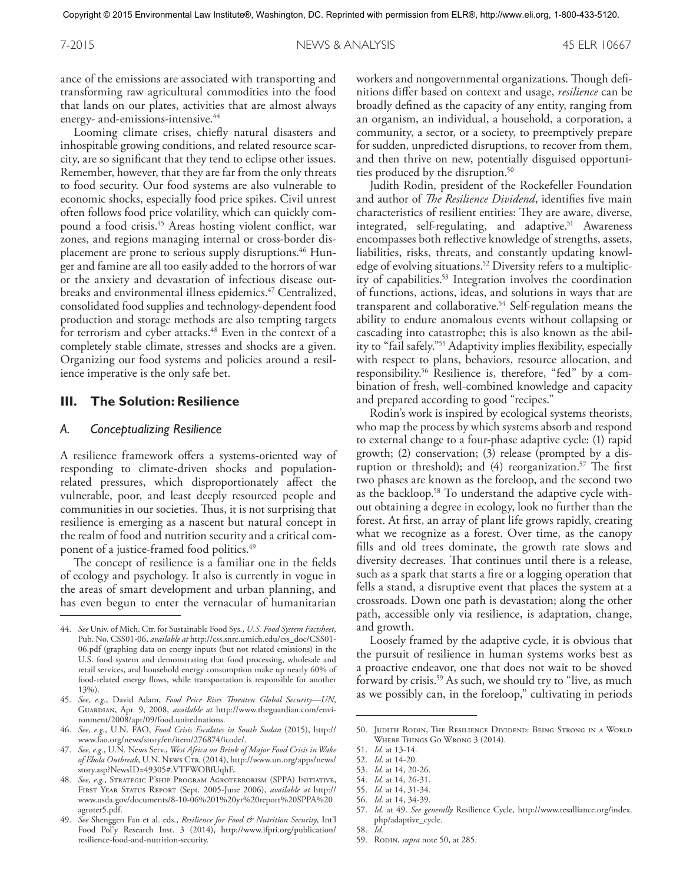ance of the emissions are associated with transporting and transforming raw agricultural commodities into the food that lands on our plates, activities that are almost always energy- and-emissions-intensive.[44]

Looming climate crises, chiefly natural disasters and inhospitable growing conditions, and related resource scarcity, are so significant that they tend to eclipse other issues. Remember, however, that they are far from the only threats to food security. Our food systems are also vulnerable to economic shocks, especially food price spikes. Civil unrest often follows food price volatility, which can quickly compound a food crisis.[45] Areas hosting violent conflict, war zones, and regions managing internal or cross-border displacement are prone to serious supply disruptions.[46] Hunger and famine are all too easily added to the horrors of war or the anxiety and devastation of infectious disease outbreaks and environmental illness epidemics.[47] Centralized, consolidated food supplies and technology-dependent food production and storage methods are also tempting targets for terrorism and cyber attacks.[48] Even in the context of a completely stable climate, stresses and shocks are a given. Organizing our food systems and policies around a resilience imperative is the only safe bet.

## III. The Solution: Resilience

### A. Conceptualizing Resilience

A resilience framework offers a systems-oriented way of responding to climate-driven shocks and population-related pressures, which disproportionately affect the vulnerable, poor, and least deeply resourced people and communities in our societies. Thus, it is not surprising that resilience is emerging as a nascent but natural concept in the realm of food and nutrition security and a critical component of a justice-framed food politics.[49]

The concept of resilience is a familiar one in the fields of ecology and psychology. It also is currently in vogue in the areas of smart development and urban planning, and has even begun to enter the vernacular of humanitarian workers and nongovernmental organizations. Though definitions differ based on context and usage, *resilience* can be broadly defined as the capacity of any entity, ranging from an organism, an individual, a household, a corporation, a community, a sector, or a society, to preemptively prepare for sudden, unpredicted disruptions, to recover from them, and then thrive on new, potentially disguised opportunities produced by the disruption.[50]

Judith Rodin, president of the Rockefeller Foundation and author of *The Resilience Dividend*, identifies five main characteristics of resilient entities: They are aware, diverse, integrated, self-regulating, and adaptive.[51] Awareness encompasses both reflective knowledge of strengths, assets, liabilities, risks, threats, and constantly updating knowledge of evolving situations.[52] Diversity refers to a multiplicity of capabilities.[53] Integration involves the coordination of functions, actions, ideas, and solutions in ways that are transparent and collaborative.[54] Self-regulation means the ability to endure anomalous events without collapsing or cascading into catastrophe; this is also known as the ability to "fail safely."[55] Adaptivity implies flexibility, especially with respect to plans, behaviors, resource allocation, and responsibility.[56] Resilience is, therefore, "fed" by a combination of fresh, well-combined knowledge and capacity and prepared according to good "recipes."

Rodin's work is inspired by ecological systems theorists, who map the process by which systems absorb and respond to external change to a four-phase adaptive cycle: (1) rapid growth; (2) conservation; (3) release (prompted by a disruption or threshold); and (4) reorganization.[57] The first two phases are known as the foreloop, and the second two as the backloop.[58] To understand the adaptive cycle without obtaining a degree in ecology, look no further than the forest. At first, an array of plant life grows rapidly, creating what we recognize as a forest. Over time, as the canopy fills and old trees dominate, the growth rate slows and diversity decreases. That continues until there is a release, such as a spark that starts a fire or a logging operation that fells a stand, a disruptive event that places the system at a crossroads. Down one path is devastation; along the other path, accessible only via resilience, is adaptation, change, and growth.

Loosely framed by the adaptive cycle, it is obvious that the pursuit of resilience in human systems works best as a proactive endeavor, one that does not wait to be shoved forward by crisis.[59] As such, we should try to "live, as much as we possibly can, in the foreloop," cultivating in periods

---

44. *See* Univ. of Mich. Ctr. for Sustainable Food Sys., *U.S. Food System Factsheet*, Pub. No. CSS01-06, *available at* http://css.snre.umich.edu/css_doc/CSS01-06.pdf (graphing data on energy inputs (but not related emissions) in the U.S. food system and demonstrating that food processing, wholesale and retail services, and household energy consumption make up nearly 60% of food-related energy flows, while transportation is responsible for another 13%).
45. *See, e.g.*, David Adam, *Food Price Rises Threaten Global Security—UN*, Guardian, Apr. 9, 2008, *available at* http://www.theguardian.com/environment/2008/apr/09/food.unitednations.
46. *See, e.g.*, U.N. FAO, *Food Crisis Escalates in South Sudan* (2015), http://www.fao.org/news/story/en/item/276874/icode/.
47. *See, e.g.*, U.N. News Serv., *West Africa on Brink of Major Food Crisis in Wake of Ebola Outbreak*, U.N. News Ctr. (2014), http://www.un.org/apps/news/story.asp?NewsID=49305#.VTFWOBfUqhE.
48. *See, e.g.*, Strategic P'ship Program Agroterrorism (SPPA) Initiative, First Year Status Report (Sept. 2005-June 2006), *available at* http://www.usda.gov/documents/8-10-06%201%20yr%20report%20SPPA%20agroter5.pdf.
49. *See* Shenggen Fan et al. eds., *Resilience for Food & Nutrition Security*, Int'l Food Pol'y Research Inst. 3 (2014), http://www.ifpri.org/publication/resilience-food-and-nutrition-security.
50. Judith Rodin, The Resilience Dividend: Being Strong in a World Where Things Go Wrong 3 (2014).
51. *Id.* at 13-14.
52. *Id.* at 14-20.
53. *Id.* at 14, 20-26.
54. *Id.* at 14, 26-31.
55. *Id.* at 14, 31-34.
56. *Id.* at 14, 34-39.
57. *Id.* at 49. *See generally* Resilience Cycle, http://www.resalliance.org/index.php/adaptive_cycle.
58. *Id.*
59. Rodin, *supra* note 50, at 285.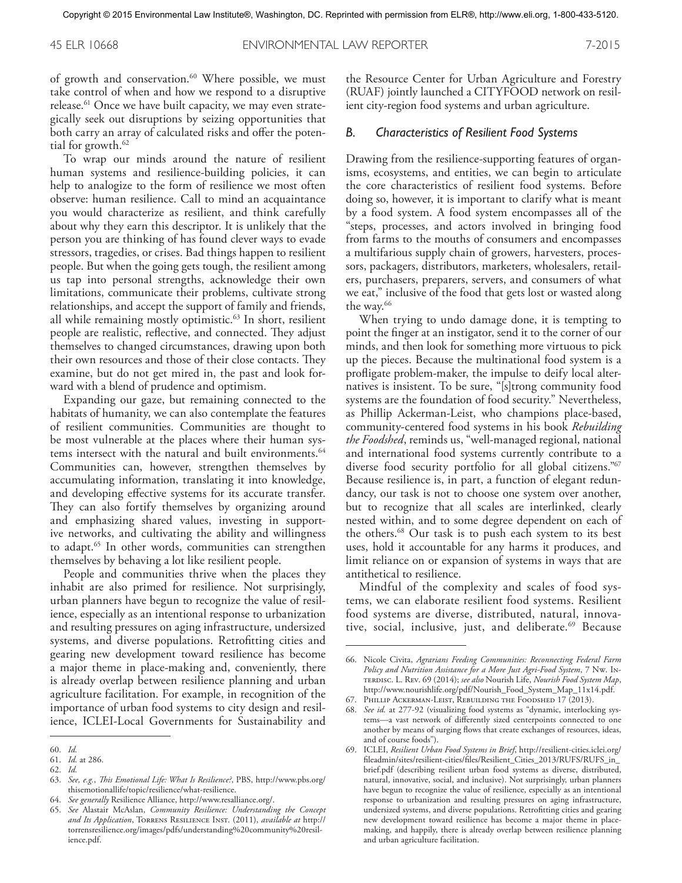of growth and conservation.[60] Where possible, we must take control of when and how we respond to a disruptive release.[61] Once we have built capacity, we may even strategically seek out disruptions by seizing opportunities that both carry an array of calculated risks and offer the potential for growth.[62]

To wrap our minds around the nature of resilient human systems and resilience-building policies, it can help to analogize to the form of resilience we most often observe: human resilience. Call to mind an acquaintance you would characterize as resilient, and think carefully about why they earn this descriptor. It is unlikely that the person you are thinking of has found clever ways to evade stressors, tragedies, or crises. Bad things happen to resilient people. But when the going gets tough, the resilient among us tap into personal strengths, acknowledge their own limitations, communicate their problems, cultivate strong relationships, and accept the support of family and friends, all while remaining mostly optimistic.[63] In short, resilient people are realistic, reflective, and connected. They adjust themselves to changed circumstances, drawing upon both their own resources and those of their close contacts. They examine, but do not get mired in, the past and look forward with a blend of prudence and optimism.

Expanding our gaze, but remaining connected to the habitats of humanity, we can also contemplate the features of resilient communities. Communities are thought to be most vulnerable at the places where their human systems intersect with the natural and built environments.[64] Communities can, however, strengthen themselves by accumulating information, translating it into knowledge, and developing effective systems for its accurate transfer. They can also fortify themselves by organizing around and emphasizing shared values, investing in supportive networks, and cultivating the ability and willingness to adapt.[65] In other words, communities can strengthen themselves by behaving a lot like resilient people.

People and communities thrive when the places they inhabit are also primed for resilience. Not surprisingly, urban planners have begun to recognize the value of resilience, especially as an intentional response to urbanization and resulting pressures on aging infrastructure, undersized systems, and diverse populations. Retrofitting cities and gearing new development toward resilience has become a major theme in place-making and, conveniently, there is already overlap between resilience planning and urban agriculture facilitation. For example, in recognition of the importance of urban food systems to city design and resilience, ICLEI-Local Governments for Sustainability and the Resource Center for Urban Agriculture and Forestry (RUAF) jointly launched a CITYFOOD network on resilient city-region food systems and urban agriculture.

### *B. Characteristics of Resilient Food Systems*

Drawing from the resilience-supporting features of organisms, ecosystems, and entities, we can begin to articulate the core characteristics of resilient food systems. Before doing so, however, it is important to clarify what is meant by a food system. A food system encompasses all of the "steps, processes, and actors involved in bringing food from farms to the mouths of consumers and encompasses a multifarious supply chain of growers, harvesters, processors, packagers, distributors, marketers, wholesalers, retailers, purchasers, preparers, servers, and consumers of what we eat," inclusive of the food that gets lost or wasted along the way.[66]

When trying to undo damage done, it is tempting to point the finger at an instigator, send it to the corner of our minds, and then look for something more virtuous to pick up the pieces. Because the multinational food system is a profligate problem-maker, the impulse to deify local alternatives is insistent. To be sure, "[s]trong community food systems are the foundation of food security." Nevertheless, as Phillip Ackerman-Leist, who champions place-based, community-centered food systems in his book *Rebuilding the Foodshed*, reminds us, "well-managed regional, national and international food systems currently contribute to a diverse food security portfolio for all global citizens."[67] Because resilience is, in part, a function of elegant redundancy, our task is not to choose one system over another, but to recognize that all scales are interlinked, clearly nested within, and to some degree dependent on each of the others.[68] Our task is to push each system to its best uses, hold it accountable for any harms it produces, and limit reliance on or expansion of systems in ways that are antithetical to resilience.

Mindful of the complexity and scales of food systems, we can elaborate resilient food systems. Resilient food systems are diverse, distributed, natural, innovative, social, inclusive, just, and deliberate.[69] Because

---

60. *Id.*
61. *Id.* at 286.
62. *Id.*
63. *See, e.g.*, *This Emotional Life: What Is Resilience?*, PBS, http://www.pbs.org/thisemotionallife/topic/resilience/what-resilience.
64. *See generally* Resilience Alliance, http://www.resalliance.org/.
65. *See* Alastair McAslan, *Community Resilience: Understanding the Concept and Its Application*, Torrens Resilience Inst. (2011), *available at* http://torrensresilience.org/images/pdfs/understanding%20community%20resilience.pdf.
66. Nicole Civita, *Agrarians Feeding Communities: Reconnecting Federal Farm Policy and Nutrition Assistance for a More Just Agri-Food System*, 7 Nw. Interdisc. L. Rev. 69 (2014); *see also* Nourish Life, *Nourish Food System Map*, http://www.nourishlife.org/pdf/Nourish_Food_System_Map_11x14.pdf.
67. Phillip Ackerman-Leist, Rebuilding the Foodshed 17 (2013).
68. *See id.* at 277-92 (visualizing food systems as "dynamic, interlocking systems—a vast network of differently sized centerpoints connected to one another by means of surging flows that create exchanges of resources, ideas, and of course foods").
69. ICLEI, *Resilient Urban Food Systems in Brief*, http://resilient-cities.iclei.org/fileadmin/sites/resilient-cities/files/Resilient_Cities_2013/RUFS/RUFS_in_brief.pdf (describing resilient urban food systems as diverse, distributed, natural, innovative, social, and inclusive). Not surprisingly, urban planners have begun to recognize the value of resilience, especially as an intentional response to urbanization and resulting pressures on aging infrastructure, undersized systems, and diverse populations. Retrofitting cities and gearing new development toward resilience has become a major theme in place-making, and happily, there is already overlap between resilience planning and urban agriculture facilitation.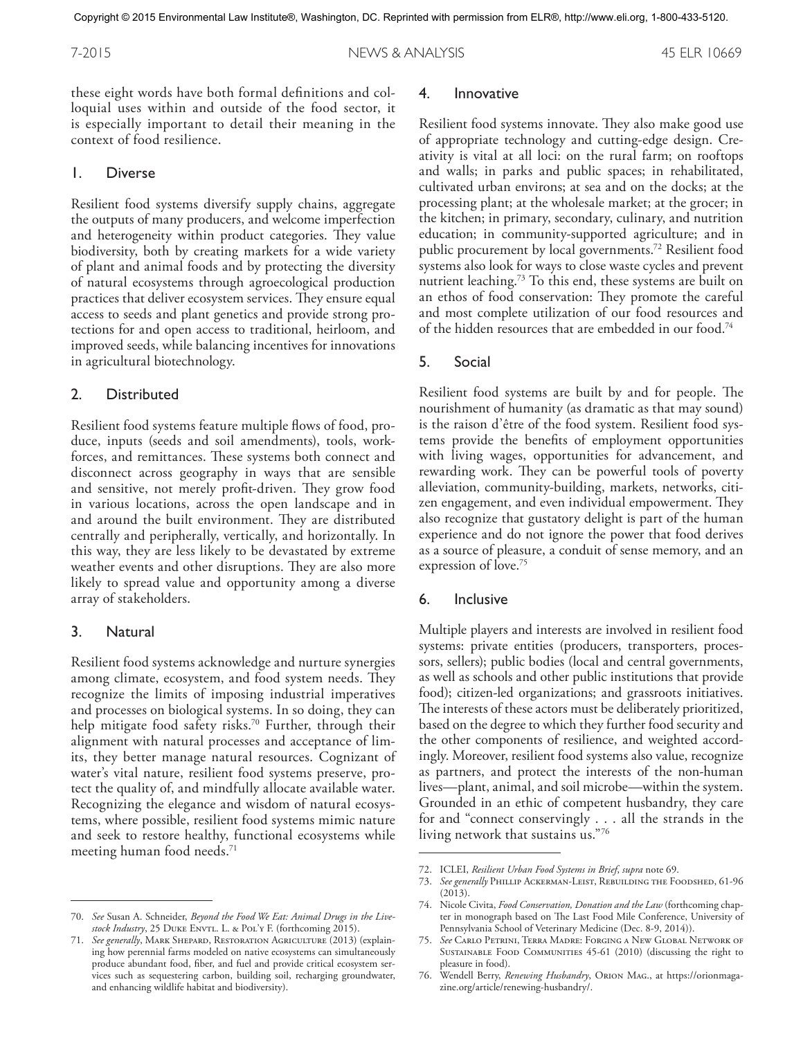these eight words have both formal definitions and colloquial uses within and outside of the food sector, it is especially important to detail their meaning in the context of food resilience.

### 1. Diverse

Resilient food systems diversify supply chains, aggregate the outputs of many producers, and welcome imperfection and heterogeneity within product categories. They value biodiversity, both by creating markets for a wide variety of plant and animal foods and by protecting the diversity of natural ecosystems through agroecological production practices that deliver ecosystem services. They ensure equal access to seeds and plant genetics and provide strong protections for and open access to traditional, heirloom, and improved seeds, while balancing incentives for innovations in agricultural biotechnology.

### 2. Distributed

Resilient food systems feature multiple flows of food, produce, inputs (seeds and soil amendments), tools, workforces, and remittances. These systems both connect and disconnect across geography in ways that are sensible and sensitive, not merely profit-driven. They grow food in various locations, across the open landscape and in and around the built environment. They are distributed centrally and peripherally, vertically, and horizontally. In this way, they are less likely to be devastated by extreme weather events and other disruptions. They are also more likely to spread value and opportunity among a diverse array of stakeholders.

### 3. Natural

Resilient food systems acknowledge and nurture synergies among climate, ecosystem, and food system needs. They recognize the limits of imposing industrial imperatives and processes on biological systems. In so doing, they can help mitigate food safety risks.[70] Further, through their alignment with natural processes and acceptance of limits, they better manage natural resources. Cognizant of water's vital nature, resilient food systems preserve, protect the quality of, and mindfully allocate available water. Recognizing the elegance and wisdom of natural ecosystems, where possible, resilient food systems mimic nature and seek to restore healthy, functional ecosystems while meeting human food needs.[71]

### 4. Innovative

Resilient food systems innovate. They also make good use of appropriate technology and cutting-edge design. Creativity is vital at all loci: on the rural farm; on rooftops and walls; in parks and public spaces; in rehabilitated, cultivated urban environs; at sea and on the docks; at the processing plant; at the wholesale market; at the grocer; in the kitchen; in primary, secondary, culinary, and nutrition education; in community-supported agriculture; and in public procurement by local governments.[72] Resilient food systems also look for ways to close waste cycles and prevent nutrient leaching.[73] To this end, these systems are built on an ethos of food conservation: They promote the careful and most complete utilization of our food resources and of the hidden resources that are embedded in our food.[74]

### 5. Social

Resilient food systems are built by and for people. The nourishment of humanity (as dramatic as that may sound) is the raison d'être of the food system. Resilient food systems provide the benefits of employment opportunities with living wages, opportunities for advancement, and rewarding work. They can be powerful tools of poverty alleviation, community-building, markets, networks, citizen engagement, and even individual empowerment. They also recognize that gustatory delight is part of the human experience and do not ignore the power that food derives as a source of pleasure, a conduit of sense memory, and an expression of love.[75]

### 6. Inclusive

Multiple players and interests are involved in resilient food systems: private entities (producers, transporters, processors, sellers); public bodies (local and central governments, as well as schools and other public institutions that provide food); citizen-led organizations; and grassroots initiatives. The interests of these actors must be deliberately prioritized, based on the degree to which they further food security and the other components of resilience, and weighted accordingly. Moreover, resilient food systems also value, recognize as partners, and protect the interests of the non-human lives—plant, animal, and soil microbe—within the system. Grounded in an ethic of competent husbandry, they care for and "connect conservingly . . . all the strands in the living network that sustains us."[76]

---

70. *See* Susan A. Schneider, *Beyond the Food We Eat: Animal Drugs in the Livestock Industry*, 25 Duke Envtl. L. & Pol'y F. (forthcoming 2015).

71. *See generally*, Mark Shepard, Restoration Agriculture (2013) (explaining how perennial farms modeled on native ecosystems can simultaneously produce abundant food, fiber, and fuel and provide critical ecosystem services such as sequestering carbon, building soil, recharging groundwater, and enhancing wildlife habitat and biodiversity).

72. ICLEI, *Resilient Urban Food Systems in Brief*, *supra* note 69.

73. *See generally* Phillip Ackerman-Leist, Rebuilding the Foodshed, 61-96 (2013).

74. Nicole Civita, *Food Conservation, Donation and the Law* (forthcoming chapter in monograph based on The Last Food Mile Conference, University of Pennsylvania School of Veterinary Medicine (Dec. 8-9, 2014)).

75. *See* Carlo Petrini, Terra Madre: Forging a New Global Network of Sustainable Food Communities 45-61 (2010) (discussing the right to pleasure in food).

76. Wendell Berry, *Renewing Husbandry*, Orion Mag., at https://orionmagazine.org/article/renewing-husbandry/.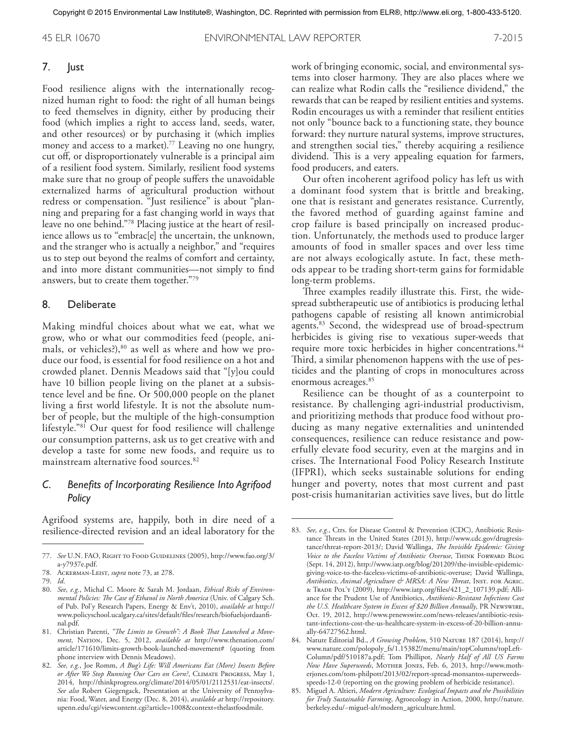### 7. Just

Food resilience aligns with the internationally recognized human right to food: the right of all human beings to feed themselves in dignity, either by producing their food (which implies a right to access land, seeds, water, and other resources) or by purchasing it (which implies money and access to a market).[77] Leaving no one hungry, cut off, or disproportionately vulnerable is a principal aim of a resilient food system. Similarly, resilient food systems make sure that no group of people suffers the unavoidable externalized harms of agricultural production without redress or compensation. "Just resilience" is about "planning and preparing for a fast changing world in ways that leave no one behind."[78] Placing justice at the heart of resilience allows us to "embrac[e] the uncertain, the unknown, and the stranger who is actually a neighbor," and "requires us to step out beyond the realms of comfort and certainty, and into more distant communities—not simply to find answers, but to create them together."[79]

### 8. Deliberate

Making mindful choices about what we eat, what we grow, who or what our commodities feed (people, animals, or vehicles?),[80] as well as where and how we produce our food, is essential for food resilience on a hot and crowded planet. Dennis Meadows said that "[y]ou could have 10 billion people living on the planet at a subsistence level and be fine. Or 500,000 people on the planet living a first world lifestyle. It is not the absolute number of people, but the multiple of the high-consumption lifestyle."[81] Our quest for food resilience will challenge our consumption patterns, ask us to get creative with and develop a taste for some new foods, and require us to mainstream alternative food sources.[82]

## C. *Benefits of Incorporating Resilience Into Agrifood Policy*

Agrifood systems are, happily, both in dire need of a resilience-directed revision and an ideal laboratory for the work of bringing economic, social, and environmental systems into closer harmony. They are also places where we can realize what Rodin calls the "resilience dividend," the rewards that can be reaped by resilient entities and systems. Rodin encourages us with a reminder that resilient entities not only "bounce back to a functioning state, they bounce forward: they nurture natural systems, improve structures, and strengthen social ties," thereby acquiring a resilience dividend. This is a very appealing equation for farmers, food producers, and eaters.

Our often incoherent agrifood policy has left us with a dominant food system that is brittle and breaking, one that is resistant and generates resistance. Currently, the favored method of guarding against famine and crop failure is based principally on increased production. Unfortunately, the methods used to produce larger amounts of food in smaller spaces and over less time are not always ecologically astute. In fact, these methods appear to be trading short-term gains for formidable long-term problems.

Three examples readily illustrate this. First, the widespread subtherapeutic use of antibiotics is producing lethal pathogens capable of resisting all known antimicrobial agents.[83] Second, the widespread use of broad-spectrum herbicides is giving rise to vexatious super-weeds that require more toxic herbicides in higher concentrations.[84] Third, a similar phenomenon happens with the use of pesticides and the planting of crops in monocultures across enormous acreages.[85]

Resilience can be thought of as a counterpoint to resistance. By challenging agri-industrial productivism, and prioritizing methods that produce food without producing as many negative externalities and unintended consequences, resilience can reduce resistance and powerfully elevate food security, even at the margins and in crises. The International Food Policy Research Institute (IFPRI), which seeks sustainable solutions for ending hunger and poverty, notes that most current and past post-crisis humanitarian activities save lives, but do little

---

77. *See* U.N. FAO, Right to Food Guidelines (2005), http://www.fao.org/3/a-y7937e.pdf.
78. Ackerman-Leist, *supra* note 73, at 278.
79. *Id*.
80. *See, e.g.*, Michal C. Moore & Sarah M. Jordaan, *Ethical Risks of Environmental Policies: The Case of Ethanol in North America* (Univ. of Calgary Sch. of Pub. Pol'y Research Papers, Energy & Env't, 2010), *available at* http://www.policyschool.ucalgary.ca/sites/default/files/research/biofuelsjordaanfinal.pdf.
81. Christian Parenti, *"The Limits to Growth": A Book That Launched a Movement*, Nation, Dec. 5, 2012, *available at* http://www.thenation.com/article/171610/limits-growth-book-launched-movement# (quoting from phone interview with Dennis Meadows).
82. *See, e.g.*, Joe Romm, *A Bug's Life: Will Americans Eat (More) Insects Before or After We Stop Running Our Cars on Corn?*, Climate Progress, May 1, 2014, http://thinkprogress.org/climate/2014/05/01/2112531/eat-insects/. *See also* Robert Giegengack, Presentation at the University of Pennsylvania: Food, Water, and Energy (Dec. 8, 2014), *available at* http://repository.upenn.edu/cgi/viewcontent.cgi?article=1008&context=thelastfoodmile.
83. *See, e.g.*, Ctrs. for Disease Control & Prevention (CDC), Antibiotic Resistance Threats in the United States (2013), http://www.cdc.gov/drugresistance/threat-report-2013/; David Wallinga, *The Invisible Epidemic: Giving Voice to the Faceless Victims of Antibiotic Overuse*, Think Forward Blog (Sept. 14, 2012), http://www.iatp.org/blog/201209/the-invisible-epidemic-giving-voice-to-the-faceless-victims-of-antibiotic-overuse; David Wallinga, *Antibiotics, Animal Agriculture & MRSA: A New Threat*, Inst. for Agric. & Trade Pol'y (2009), http://www.iatp.org/files/421_2_107139.pdf; Alliance for the Prudent Use of Antibiotics, *Antibiotic-Resistant Infections Cost the U.S. Healthcare System in Excess of $20 Billion Annually*, PR Newswire, Oct. 19, 2012, http://www.prnewswire.com/news-releases/antibiotic-resistant-infections-cost-the-us-healthcare-system-in-excess-of-20-billion-annually-64727562.html.
84. Nature Editorial Bd., *A Growing Problem*, 510 Nature 187 (2014), http://www.nature.com/polopoly_fs/1.15382!/menu/main/topColumns/topLeftColumn/pdf/510187a.pdf; Tom Phillipot, *Nearly Half of All US Farms Now Have Superweeds*, Mother Jones, Feb. 6, 2013, http://www.motherjones.com/tom-philpott/2013/02/report-spread-monsantos-superweeds-speeds-12-0 (reporting on the growing problem of herbicide resistance).
85. Miguel A. Altieri, *Modern Agriculture: Ecological Impacts and the Possibilities for Truly Sustainable Farming*, Agroecology in Action, 2000, http://nature.berkeley.edu/~miguel-alt/modern_agriculture.html.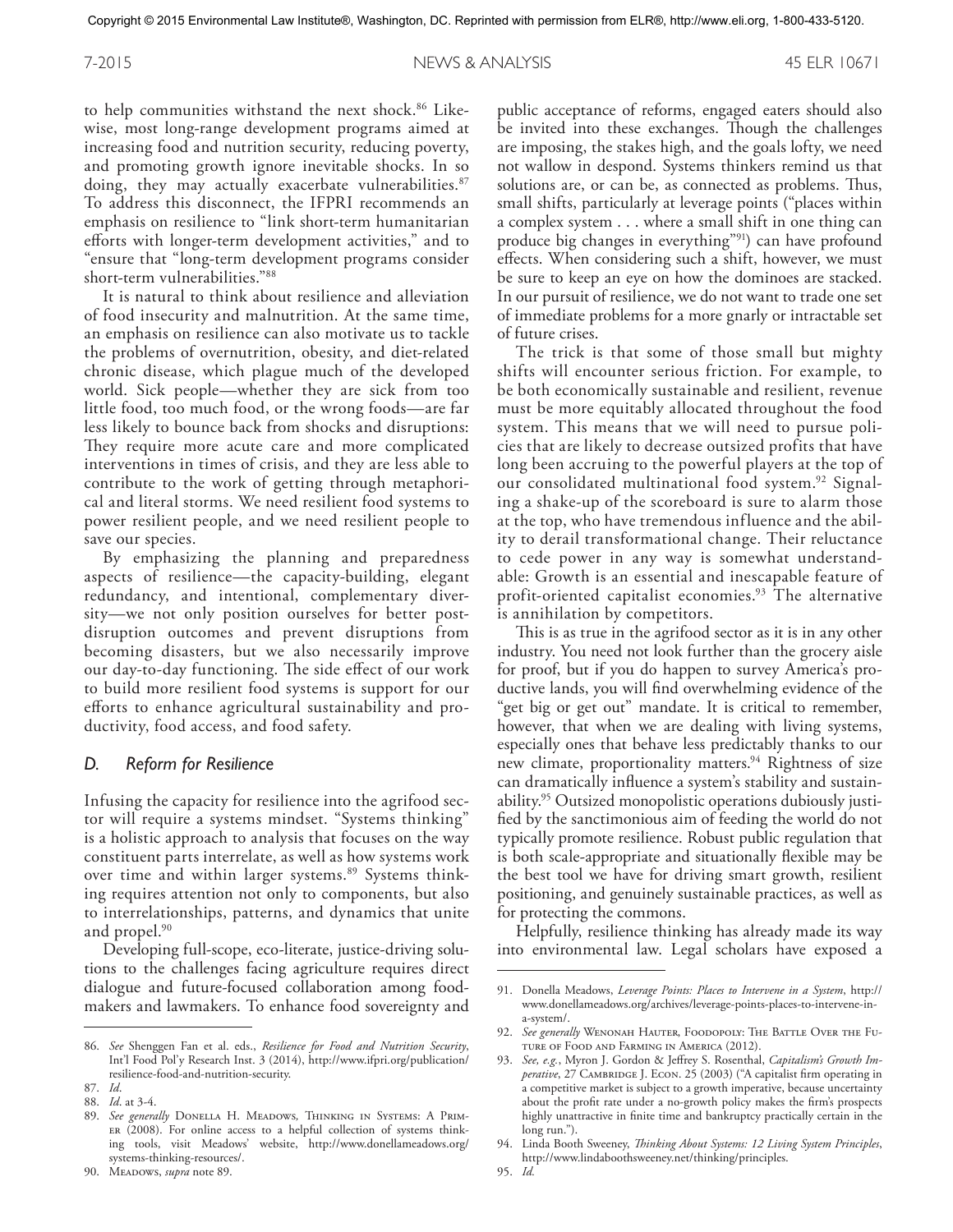to help communities withstand the next shock.[86] Likewise, most long-range development programs aimed at increasing food and nutrition security, reducing poverty, and promoting growth ignore inevitable shocks. In so doing, they may actually exacerbate vulnerabilities.[87] To address this disconnect, the IFPRI recommends an emphasis on resilience to "link short-term humanitarian efforts with longer-term development activities," and to "ensure that "long-term development programs consider short-term vulnerabilities."[88]

It is natural to think about resilience and alleviation of food insecurity and malnutrition. At the same time, an emphasis on resilience can also motivate us to tackle the problems of overnutrition, obesity, and diet-related chronic disease, which plague much of the developed world. Sick people—whether they are sick from too little food, too much food, or the wrong foods—are far less likely to bounce back from shocks and disruptions: They require more acute care and more complicated interventions in times of crisis, and they are less able to contribute to the work of getting through metaphorical and literal storms. We need resilient food systems to power resilient people, and we need resilient people to save our species.

By emphasizing the planning and preparedness aspects of resilience—the capacity-building, elegant redundancy, and intentional, complementary diversity—we not only position ourselves for better post-disruption outcomes and prevent disruptions from becoming disasters, but we also necessarily improve our day-to-day functioning. The side effect of our work to build more resilient food systems is support for our efforts to enhance agricultural sustainability and productivity, food access, and food safety.

### *D. Reform for Resilience*

Infusing the capacity for resilience into the agrifood sector will require a systems mindset. "Systems thinking" is a holistic approach to analysis that focuses on the way constituent parts interrelate, as well as how systems work over time and within larger systems.[89] Systems thinking requires attention not only to components, but also to interrelationships, patterns, and dynamics that unite and propel.[90]

Developing full-scope, eco-literate, justice-driving solutions to the challenges facing agriculture requires direct dialogue and future-focused collaboration among foodmakers and lawmakers. To enhance food sovereignty and public acceptance of reforms, engaged eaters should also be invited into these exchanges. Though the challenges are imposing, the stakes high, and the goals lofty, we need not wallow in despond. Systems thinkers remind us that solutions are, or can be, as connected as problems. Thus, small shifts, particularly at leverage points ("places within a complex system . . . where a small shift in one thing can produce big changes in everything"[91]) can have profound effects. When considering such a shift, however, we must be sure to keep an eye on how the dominoes are stacked. In our pursuit of resilience, we do not want to trade one set of immediate problems for a more gnarly or intractable set of future crises.

The trick is that some of those small but mighty shifts will encounter serious friction. For example, to be both economically sustainable and resilient, revenue must be more equitably allocated throughout the food system. This means that we will need to pursue policies that are likely to decrease outsized profits that have long been accruing to the powerful players at the top of our consolidated multinational food system.[92] Signaling a shake-up of the scoreboard is sure to alarm those at the top, who have tremendous influence and the ability to derail transformational change. Their reluctance to cede power in any way is somewhat understandable: Growth is an essential and inescapable feature of profit-oriented capitalist economies.[93] The alternative is annihilation by competitors.

This is as true in the agrifood sector as it is in any other industry. You need not look further than the grocery aisle for proof, but if you do happen to survey America's productive lands, you will find overwhelming evidence of the "get big or get out" mandate. It is critical to remember, however, that when we are dealing with living systems, especially ones that behave less predictably thanks to our new climate, proportionality matters.[94] Rightness of size can dramatically influence a system's stability and sustainability.[95] Outsized monopolistic operations dubiously justified by the sanctimonious aim of feeding the world do not typically promote resilience. Robust public regulation that is both scale-appropriate and situationally flexible may be the best tool we have for driving smart growth, resilient positioning, and genuinely sustainable practices, as well as for protecting the commons.

Helpfully, resilience thinking has already made its way into environmental law. Legal scholars have exposed a

---

86. *See* Shenggen Fan et al. eds., *Resilience for Food and Nutrition Security*, Int'l Food Pol'y Research Inst. 3 (2014), http://www.ifpri.org/publication/resilience-food-and-nutrition-security.

87. *Id*.

88. *Id*. at 3-4.

89. *See generally* Donella H. Meadows, Thinking in Systems: A Primer (2008). For online access to a helpful collection of systems thinking tools, visit Meadows' website, http://www.donellameadows.org/systems-thinking-resources/.

90. Meadows, *supra* note 89.

91. Donella Meadows, *Leverage Points: Places to Intervene in a System*, http://www.donellameadows.org/archives/leverage-points-places-to-intervene-in-a-system/.

92. *See generally* Wenonah Hauter, Foodopoly: The Battle Over the Future of Food and Farming in America (2012).

93. *See, e.g.*, Myron J. Gordon & Jeffrey S. Rosenthal, *Capitalism's Growth Imperative*, 27 Cambridge J. Econ. 25 (2003) ("A capitalist firm operating in a competitive market is subject to a growth imperative, because uncertainty about the profit rate under a no-growth policy makes the firm's prospects highly unattractive in finite time and bankruptcy practically certain in the long run.").

94. Linda Booth Sweeney, *Thinking About Systems: 12 Living System Principles*, http://www.lindaboothsweeney.net/thinking/principles.

95. *Id.*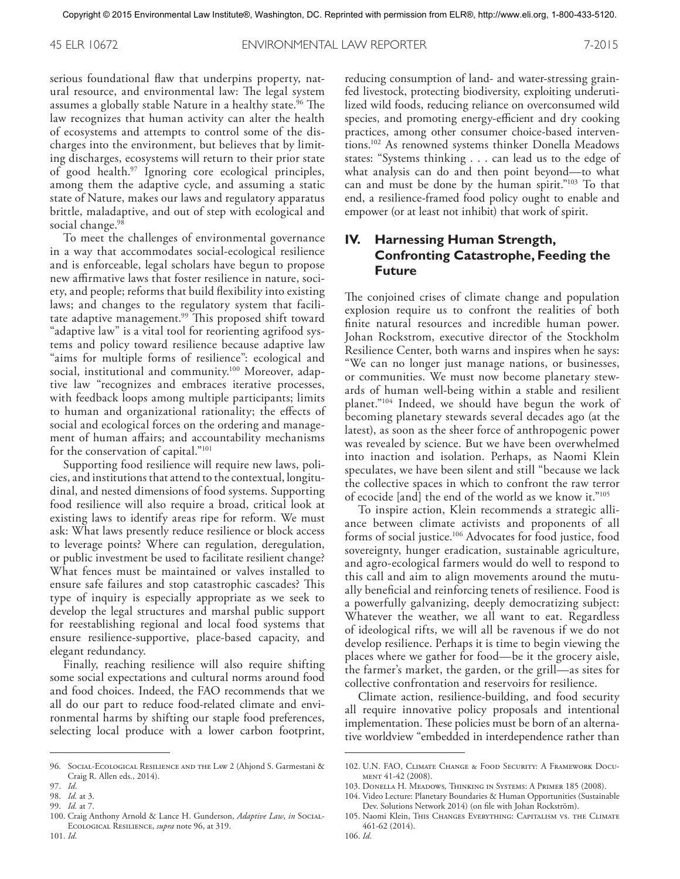serious foundational flaw that underpins property, natural resource, and environmental law: The legal system assumes a globally stable Nature in a healthy state.[96] The law recognizes that human activity can alter the health of ecosystems and attempts to control some of the discharges into the environment, but believes that by limiting discharges, ecosystems will return to their prior state of good health.[97] Ignoring core ecological principles, among them the adaptive cycle, and assuming a static state of Nature, makes our laws and regulatory apparatus brittle, maladaptive, and out of step with ecological and social change.[98]

To meet the challenges of environmental governance in a way that accommodates social-ecological resilience and is enforceable, legal scholars have begun to propose new affirmative laws that foster resilience in nature, society, and people; reforms that build flexibility into existing laws; and changes to the regulatory system that facilitate adaptive management.[99] This proposed shift toward "adaptive law" is a vital tool for reorienting agrifood systems and policy toward resilience because adaptive law "aims for multiple forms of resilience": ecological and social, institutional and community.[100] Moreover, adaptive law "recognizes and embraces iterative processes, with feedback loops among multiple participants; limits to human and organizational rationality; the effects of social and ecological forces on the ordering and management of human affairs; and accountability mechanisms for the conservation of capital."[101]

Supporting food resilience will require new laws, policies, and institutions that attend to the contextual, longitudinal, and nested dimensions of food systems. Supporting food resilience will also require a broad, critical look at existing laws to identify areas ripe for reform. We must ask: What laws presently reduce resilience or block access to leverage points? Where can regulation, deregulation, or public investment be used to facilitate resilient change? What fences must be maintained or valves installed to ensure safe failures and stop catastrophic cascades? This type of inquiry is especially appropriate as we seek to develop the legal structures and marshal public support for reestablishing regional and local food systems that ensure resilience-supportive, place-based capacity, and elegant redundancy.

Finally, reaching resilience will also require shifting some social expectations and cultural norms around food and food choices. Indeed, the FAO recommends that we all do our part to reduce food-related climate and environmental harms by shifting our staple food preferences, selecting local produce with a lower carbon footprint, reducing consumption of land- and water-stressing grain-fed livestock, protecting biodiversity, exploiting underutilized wild foods, reducing reliance on overconsumed wild species, and promoting energy-efficient and dry cooking practices, among other consumer choice-based interventions.[102] As renowned systems thinker Donella Meadows states: "Systems thinking . . . can lead us to the edge of what analysis can do and then point beyond—to what can and must be done by the human spirit."[103] To that end, a resilience-framed food policy ought to enable and empower (or at least not inhibit) that work of spirit.

## IV. Harnessing Human Strength, Confronting Catastrophe, Feeding the Future

The conjoined crises of climate change and population explosion require us to confront the realities of both finite natural resources and incredible human power. Johan Rockstrom, executive director of the Stockholm Resilience Center, both warns and inspires when he says: "We can no longer just manage nations, or businesses, or communities. We must now become planetary stewards of human well-being within a stable and resilient planet."[104] Indeed, we should have begun the work of becoming planetary stewards several decades ago (at the latest), as soon as the sheer force of anthropogenic power was revealed by science. But we have been overwhelmed into inaction and isolation. Perhaps, as Naomi Klein speculates, we have been silent and still "because we lack the collective spaces in which to confront the raw terror of ecocide [and] the end of the world as we know it."[105]

To inspire action, Klein recommends a strategic alliance between climate activists and proponents of all forms of social justice.[106] Advocates for food justice, food sovereignty, hunger eradication, sustainable agriculture, and agro-ecological farmers would do well to respond to this call and aim to align movements around the mutually beneficial and reinforcing tenets of resilience. Food is a powerfully galvanizing, deeply democratizing subject: Whatever the weather, we all want to eat. Regardless of ideological rifts, we will all be ravenous if we do not develop resilience. Perhaps it is time to begin viewing the places where we gather for food—be it the grocery aisle, the farmer's market, the garden, or the grill—as sites for collective confrontation and reservoirs for resilience.

Climate action, resilience-building, and food security all require innovative policy proposals and intentional implementation. These policies must be born of an alternative worldview "embedded in interdependence rather than

---

96. Social-Ecological Resilience and the Law 2 (Ahjond S. Garmestani & Craig R. Allen eds., 2014).

97. *Id*.

98. *Id.* at 3.

99. *Id.* at 7.

100. Craig Anthony Arnold & Lance H. Gunderson, *Adaptive Law*, *in* Social-Ecological Resilience, *supra* note 96, at 319.

101. *Id.*

102. U.N. FAO, Climate Change & Food Security: A Framework Document 41-42 (2008).

103. Donella H. Meadows, Thinking in Systems: A Primer 185 (2008).

104. Video Lecture: Planetary Boundaries & Human Opportunities (Sustainable Dev. Solutions Network 2014) (on file with Johan Rockström).

105. Naomi Klein, This Changes Everything: Capitalism vs. the Climate 461-62 (2014).

106. *Id*.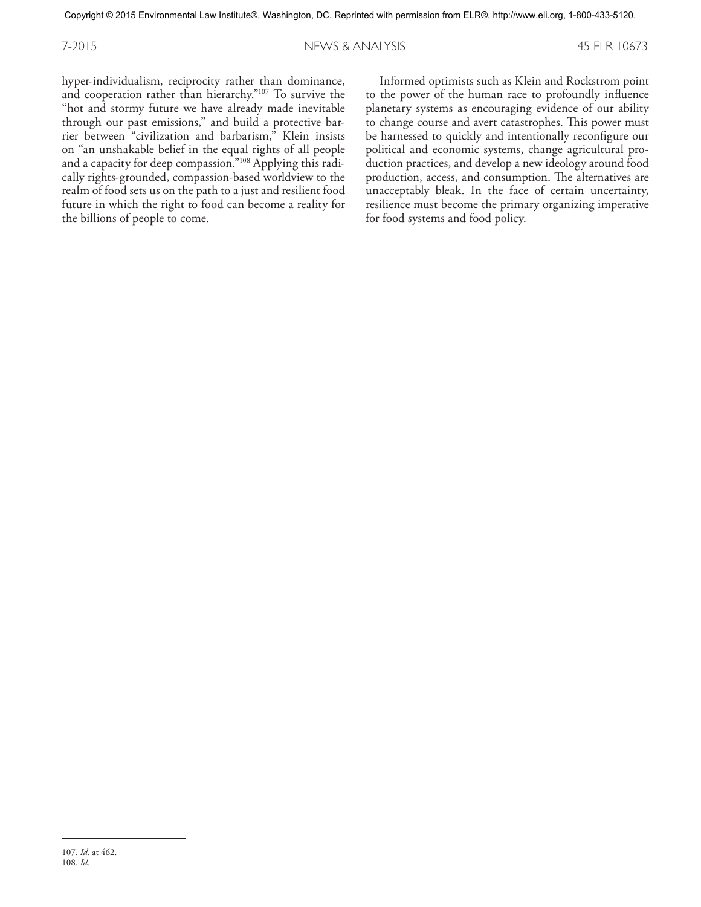hyper-individualism, reciprocity rather than dominance, and cooperation rather than hierarchy."[107] To survive the "hot and stormy future we have already made inevitable through our past emissions," and build a protective barrier between "civilization and barbarism," Klein insists on "an unshakable belief in the equal rights of all people and a capacity for deep compassion."[108] Applying this radically rights-grounded, compassion-based worldview to the realm of food sets us on the path to a just and resilient food future in which the right to food can become a reality for the billions of people to come.

Informed optimists such as Klein and Rockstrom point to the power of the human race to profoundly influence planetary systems as encouraging evidence of our ability to change course and avert catastrophes. This power must be harnessed to quickly and intentionally reconfigure our political and economic systems, change agricultural production practices, and develop a new ideology around food production, access, and consumption. The alternatives are unacceptably bleak. In the face of certain uncertainty, resilience must become the primary organizing imperative for food systems and food policy.

---

107. *Id.* at 462.
108. *Id.*